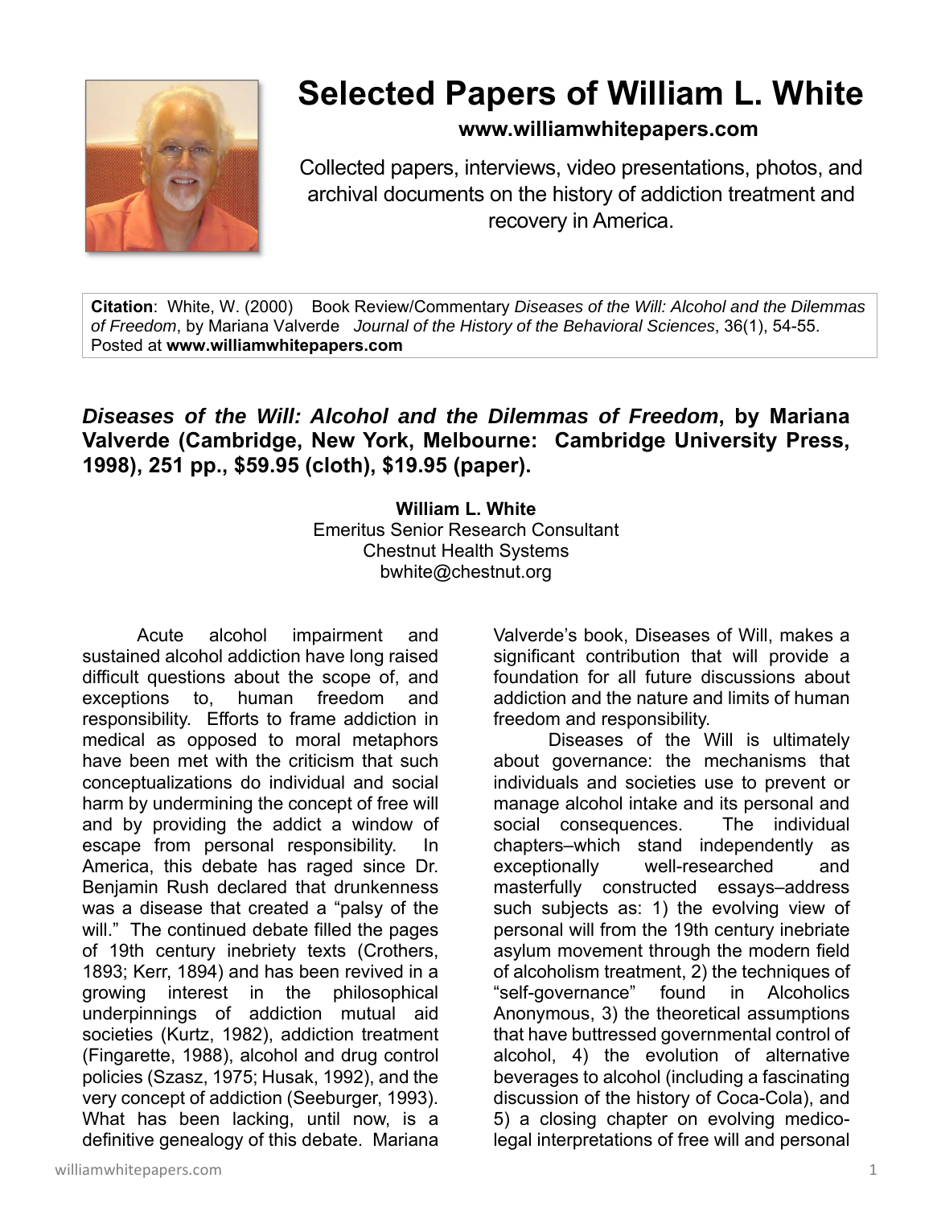# Selected Papers of William L. White

**www.williamwhitepapers.com**

Collected papers, interviews, video presentations, photos, and archival documents on the history of addiction treatment and recovery in America.

**Citation**: White, W. (2000) Book Review/Commentary *Diseases of the Will: Alcohol and the Dilemmas of Freedom*, by Mariana Valverde *Journal of the History of the Behavioral Sciences*, 36(1), 54-55. Posted at **www.williamwhitepapers.com**

## *Diseases of the Will: Alcohol and the Dilemmas of Freedom*, by Mariana Valverde (Cambridge, New York, Melbourne: Cambridge University Press, 1998), 251 pp., $59.95 (cloth), $19.95 (paper).

**William L. White**
Emeritus Senior Research Consultant
Chestnut Health Systems
bwhite@chestnut.org

Acute alcohol impairment and sustained alcohol addiction have long raised difficult questions about the scope of, and exceptions to, human freedom and responsibility. Efforts to frame addiction in medical as opposed to moral metaphors have been met with the criticism that such conceptualizations do individual and social harm by undermining the concept of free will and by providing the addict a window of escape from personal responsibility. In America, this debate has raged since Dr. Benjamin Rush declared that drunkenness was a disease that created a "palsy of the will." The continued debate filled the pages of 19th century inebriety texts (Crothers, 1893; Kerr, 1894) and has been revived in a growing interest in the philosophical underpinnings of addiction mutual aid societies (Kurtz, 1982), addiction treatment (Fingarette, 1988), alcohol and drug control policies (Szasz, 1975; Husak, 1992), and the very concept of addiction (Seeburger, 1993). What has been lacking, until now, is a definitive genealogy of this debate. Mariana Valverde's book, Diseases of Will, makes a significant contribution that will provide a foundation for all future discussions about addiction and the nature and limits of human freedom and responsibility.

Diseases of the Will is ultimately about governance: the mechanisms that individuals and societies use to prevent or manage alcohol intake and its personal and social consequences. The individual chapters–which stand independently as exceptionally well-researched and masterfully constructed essays–address such subjects as: 1) the evolving view of personal will from the 19th century inebriate asylum movement through the modern field of alcoholism treatment, 2) the techniques of "self-governance" found in Alcoholics Anonymous, 3) the theoretical assumptions that have buttressed governmental control of alcohol, 4) the evolution of alternative beverages to alcohol (including a fascinating discussion of the history of Coca-Cola), and 5) a closing chapter on evolving medico-legal interpretations of free will and personal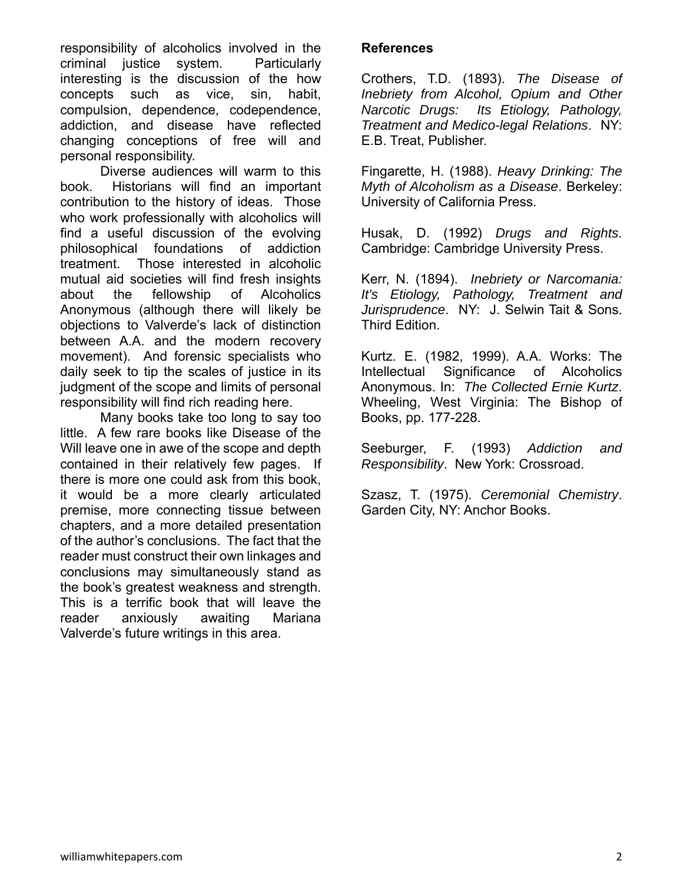responsibility of alcoholics involved in the criminal justice system. Particularly interesting is the discussion of the how concepts such as vice, sin, habit, compulsion, dependence, codependence, addiction, and disease have reflected changing conceptions of free will and personal responsibility.

Diverse audiences will warm to this book. Historians will find an important contribution to the history of ideas. Those who work professionally with alcoholics will find a useful discussion of the evolving philosophical foundations of addiction treatment. Those interested in alcoholic mutual aid societies will find fresh insights about the fellowship of Alcoholics Anonymous (although there will likely be objections to Valverde's lack of distinction between A.A. and the modern recovery movement). And forensic specialists who daily seek to tip the scales of justice in its judgment of the scope and limits of personal responsibility will find rich reading here.

Many books take too long to say too little. A few rare books like Disease of the Will leave one in awe of the scope and depth contained in their relatively few pages. If there is more one could ask from this book, it would be a more clearly articulated premise, more connecting tissue between chapters, and a more detailed presentation of the author's conclusions. The fact that the reader must construct their own linkages and conclusions may simultaneously stand as the book's greatest weakness and strength. This is a terrific book that will leave the reader anxiously awaiting Mariana Valverde's future writings in this area.

**References**

Crothers, T.D. (1893). *The Disease of Inebriety from Alcohol, Opium and Other Narcotic Drugs: Its Etiology, Pathology, Treatment and Medico-legal Relations*. NY: E.B. Treat, Publisher.

Fingarette, H. (1988). *Heavy Drinking: The Myth of Alcoholism as a Disease*. Berkeley: University of California Press.

Husak, D. (1992) *Drugs and Rights*. Cambridge: Cambridge University Press.

Kerr, N. (1894). *Inebriety or Narcomania: It's Etiology, Pathology, Treatment and Jurisprudence*. NY: J. Selwin Tait & Sons. Third Edition.

Kurtz. E. (1982, 1999). A.A. Works: The Intellectual Significance of Alcoholics Anonymous. In: *The Collected Ernie Kurtz*. Wheeling, West Virginia: The Bishop of Books, pp. 177-228.

Seeburger, F. (1993) *Addiction and Responsibility*. New York: Crossroad.

Szasz, T. (1975). *Ceremonial Chemistry*. Garden City, NY: Anchor Books.